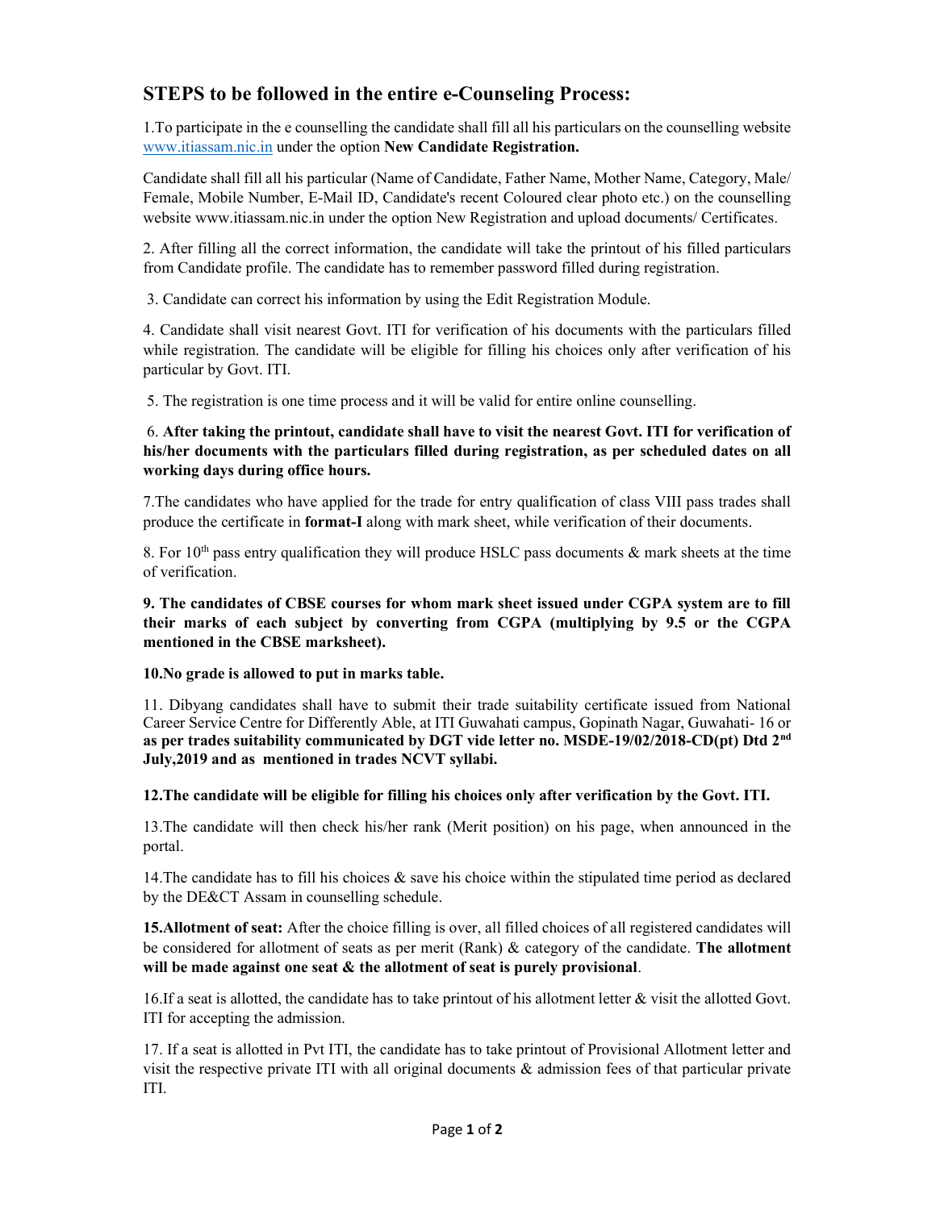## STEPS to be followed in the entire e-Counseling Process:

1.To participate in the e counselling the candidate shall fill all his particulars on the counselling website www.itiassam.nic.in under the option **New Candidate Registration.**

Candidate shall fill all his particular (Name of Candidate, Father Name, Mother Name, Category, Male/ Female, Mobile Number, E-Mail ID, Candidate's recent Coloured clear photo etc.) on the counselling website www.itiassam.nic.in under the option New Registration and upload documents/ Certificates.

2. After filling all the correct information, the candidate will take the printout of his filled particulars from Candidate profile. The candidate has to remember password filled during registration.

3. Candidate can correct his information by using the Edit Registration Module.

4. Candidate shall visit nearest Govt. ITI for verification of his documents with the particulars filled while registration. The candidate will be eligible for filling his choices only after verification of his particular by Govt. ITI.

5. The registration is one time process and it will be valid for entire online counselling.

6. **After taking the printout, candidate shall have to visit the nearest Govt. ITI for verification of his/her documents with the particulars filled during registration, as per scheduled dates on all working days during office hours.**

7.The candidates who have applied for the trade for entry qualification of class VIII pass trades shall produce the certificate in **format-I** along with mark sheet, while verification of their documents.

8. For 10th pass entry qualification they will produce HSLC pass documents & mark sheets at the time of verification.

**9. The candidates of CBSE courses for whom mark sheet issued under CGPA system are to fill their marks of each subject by converting from CGPA (multiplying by 9.5 or the CGPA mentioned in the CBSE marksheet).**

**10.No grade is allowed to put in marks table.**

11. Dibyang candidates shall have to submit their trade suitability certificate issued from National Career Service Centre for Differently Able, at ITI Guwahati campus, Gopinath Nagar, Guwahati- 16 or **as per trades suitability communicated by DGT vide letter no. MSDE-19/02/2018-CD(pt) Dtd 2nd July,2019 and as mentioned in trades NCVT syllabi.**

**12.The candidate will be eligible for filling his choices only after verification by the Govt. ITI.**

13.The candidate will then check his/her rank (Merit position) on his page, when announced in the portal.

14.The candidate has to fill his choices & save his choice within the stipulated time period as declared by the DE&CT Assam in counselling schedule.

**15.Allotment of seat:** After the choice filling is over, all filled choices of all registered candidates will be considered for allotment of seats as per merit (Rank) & category of the candidate. **The allotment will be made against one seat & the allotment of seat is purely provisional**.

16.If a seat is allotted, the candidate has to take printout of his allotment letter & visit the allotted Govt. ITI for accepting the admission.

17. If a seat is allotted in Pvt ITI, the candidate has to take printout of Provisional Allotment letter and visit the respective private ITI with all original documents & admission fees of that particular private ITI.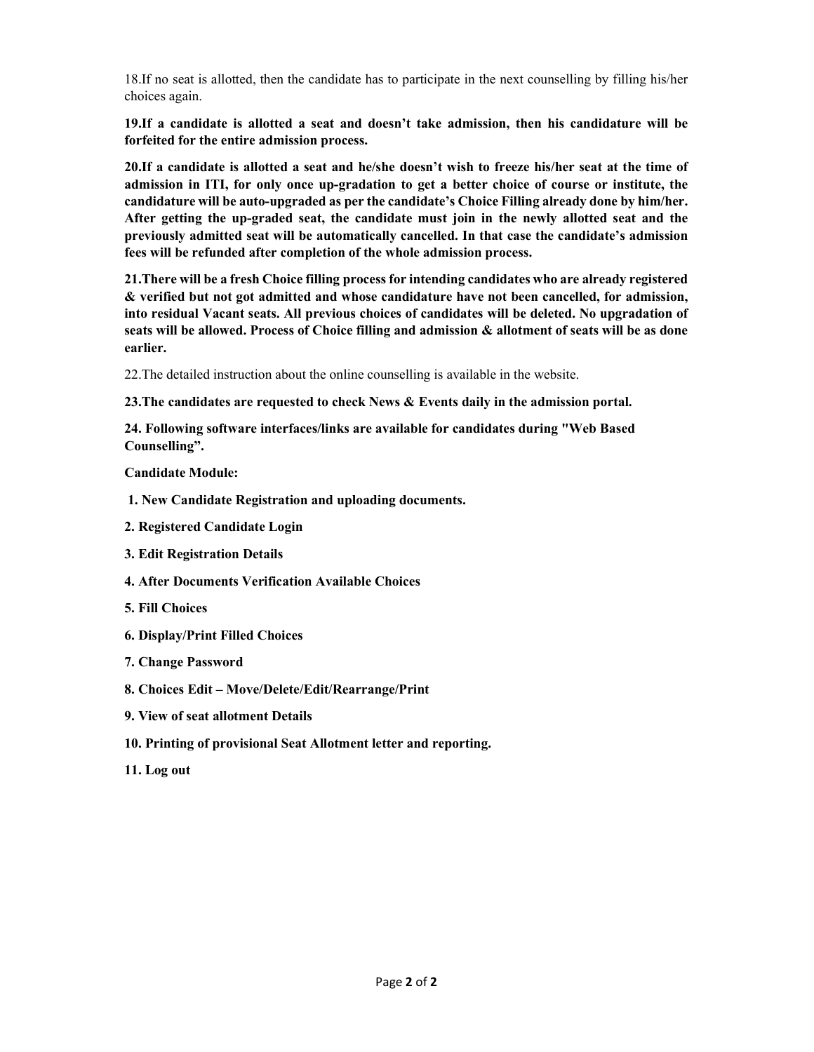18.If no seat is allotted, then the candidate has to participate in the next counselling by filling his/her choices again.

**19.If a candidate is allotted a seat and doesn't take admission, then his candidature will be forfeited for the entire admission process.**

**20.If a candidate is allotted a seat and he/she doesn't wish to freeze his/her seat at the time of admission in ITI, for only once up-gradation to get a better choice of course or institute, the candidature will be auto-upgraded as per the candidate's Choice Filling already done by him/her. After getting the up-graded seat, the candidate must join in the newly allotted seat and the previously admitted seat will be automatically cancelled. In that case the candidate's admission fees will be refunded after completion of the whole admission process.**

**21.There will be a fresh Choice filling process for intending candidates who are already registered & verified but not got admitted and whose candidature have not been cancelled, for admission, into residual Vacant seats. All previous choices of candidates will be deleted. No upgradation of seats will be allowed. Process of Choice filling and admission & allotment of seats will be as done earlier.**

22.The detailed instruction about the online counselling is available in the website.

**23.The candidates are requested to check News & Events daily in the admission portal.**

**24. Following software interfaces/links are available for candidates during "Web Based Counselling".**

**Candidate Module:**

**1. New Candidate Registration and uploading documents.**

**2. Registered Candidate Login**

**3. Edit Registration Details**

**4. After Documents Verification Available Choices**

**5. Fill Choices**

**6. Display/Print Filled Choices**

**7. Change Password**

**8. Choices Edit – Move/Delete/Edit/Rearrange/Print**

**9. View of seat allotment Details**

**10. Printing of provisional Seat Allotment letter and reporting.**

**11. Log out**